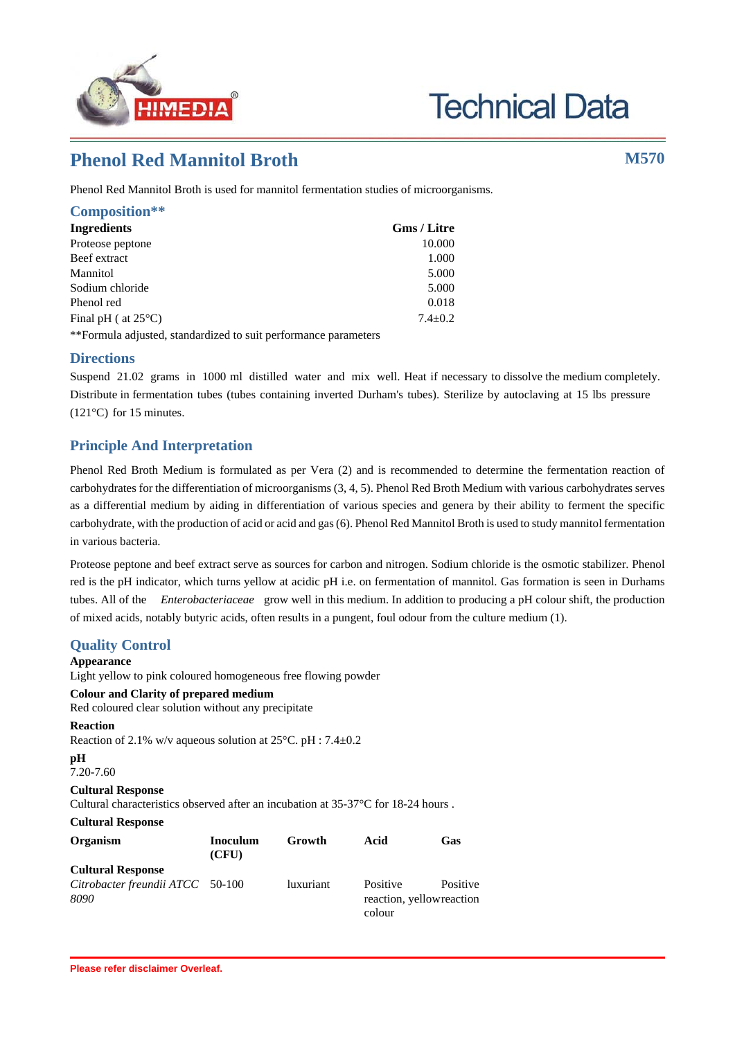# Phenol Red Mannitol Broth

**M570**

Phenol Red Mannitol Broth is used for mannitol fermentation studies of microorganisms.

## Composition**

| Ingredients | Gms / Litre |
|---|---|
| Proteose peptone | 10.000 |
| Beef extract | 1.000 |
| Mannitol | 5.000 |
| Sodium chloride | 5.000 |
| Phenol red | 0.018 |
| Final pH ( at 25°C) | 7.4±0.2 |

**Formula adjusted, standardized to suit performance parameters

## Directions

Suspend 21.02 grams in 1000 ml distilled water and mix well. Heat if necessary to dissolve the medium completely. Distribute in fermentation tubes (tubes containing inverted Durham's tubes). Sterilize by autoclaving at 15 lbs pressure (121°C) for 15 minutes.

## Principle And Interpretation

Phenol Red Broth Medium is formulated as per Vera (2) and is recommended to determine the fermentation reaction of carbohydrates for the differentiation of microorganisms (3, 4, 5). Phenol Red Broth Medium with various carbohydrates serves as a differential medium by aiding in differentiation of various species and genera by their ability to ferment the specific carbohydrate, with the production of acid or acid and gas (6). Phenol Red Mannitol Broth is used to study mannitol fermentation in various bacteria.

Proteose peptone and beef extract serve as sources for carbon and nitrogen. Sodium chloride is the osmotic stabilizer. Phenol red is the pH indicator, which turns yellow at acidic pH i.e. on fermentation of mannitol. Gas formation is seen in Durhams tubes. All of the *Enterobacteriaceae* grow well in this medium. In addition to producing a pH colour shift, the production of mixed acids, notably butyric acids, often results in a pungent, foul odour from the culture medium (1).

## Quality Control

**Appearance**

Light yellow to pink coloured homogeneous free flowing powder

**Colour and Clarity of prepared medium**

Red coloured clear solution without any precipitate

**Reaction**

Reaction of 2.1% w/v aqueous solution at 25°C. pH : 7.4±0.2

**pH**

7.20-7.60

**Cultural Response**

Cultural characteristics observed after an incubation at 35-37°C for 18-24 hours .

**Cultural Response**

| Organism | Inoculum (CFU) | Growth | Acid | Gas |
|---|---|---|---|---|
| **Cultural Response** | | | | |
| *Citrobacter freundii ATCC 8090* | 50-100 | luxuriant | Positive reaction, yellow colour | Positive reaction |

**Please refer disclaimer Overleaf.**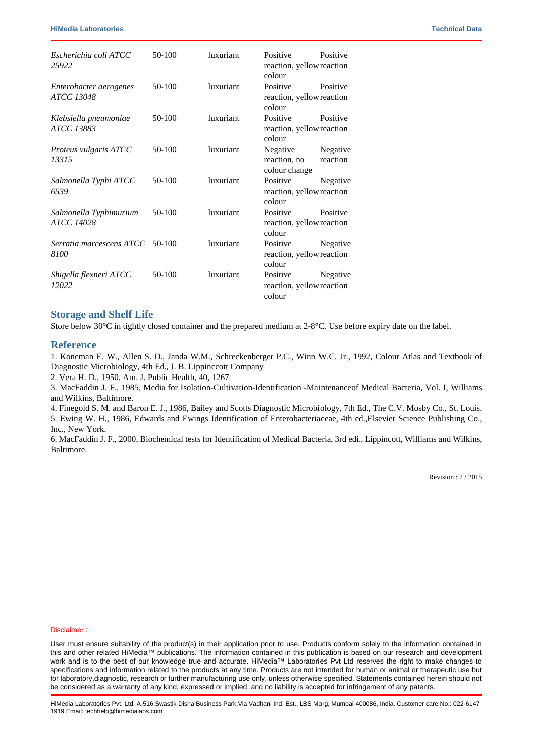| | | | | |
|---|---|---|---|---|
| *Escherichia coli ATCC 25922* | 50-100 | luxuriant | Positive reaction, yellow colour | Positive reaction |
| *Enterobacter aerogenes ATCC 13048* | 50-100 | luxuriant | Positive reaction, yellow colour | Positive reaction |
| *Klebsiella pneumoniae ATCC 13883* | 50-100 | luxuriant | Positive reaction, yellow colour | Positive reaction |
| *Proteus vulgaris ATCC 13315* | 50-100 | luxuriant | Negative reaction, no colour change | Negative reaction |
| *Salmonella Typhi ATCC 6539* | 50-100 | luxuriant | Positive reaction, yellow colour | Negative reaction |
| *Salmonella Typhimurium ATCC 14028* | 50-100 | luxuriant | Positive reaction, yellow colour | Positive reaction |
| *Serratia marcescens ATCC 8100* | 50-100 | luxuriant | Positive reaction, yellow colour | Negative reaction |
| *Shigella flexneri ATCC 12022* | 50-100 | luxuriant | Positive reaction, yellow colour | Negative reaction |

## Storage and Shelf Life

Store below 30°C in tightly closed container and the prepared medium at 2-8°C. Use before expiry date on the label.

## Reference

1. Koneman E. W., Allen S. D., Janda W.M., Schreckenberger P.C., Winn W.C. Jr., 1992, Colour Atlas and Textbook of Diagnostic Microbiology, 4th Ed., J. B. Lippinccott Company
2. Vera H. D., 1950, Am. J. Public Health, 40, 1267
3. MacFaddin J. F., 1985, Media for Isolation-Cultivation-Identification -Maintenanceof Medical Bacteria, Vol. I, Williams and Wilkins, Baltimore.
4. Finegold S. M. and Baron E. J., 1986, Bailey and Scotts Diagnostic Microbiology, 7th Ed., The C.V. Mosby Co., St. Louis.
5. Ewing W. H., 1986, Edwards and Ewings Identification of Enterobacteriaceae, 4th ed.,Elsevier Science Publishing Co., Inc., New York.
6. MacFaddin J. F., 2000, Biochemical tests for Identification of Medical Bacteria, 3rd edi., Lippincott, Williams and Wilkins, Baltimore.

Revision : 2 / 2015

Disclaimer :

User must ensure suitability of the product(s) in their application prior to use. Products conform solely to the information contained in this and other related HiMedia™ publications. The information contained in this publication is based on our research and development work and is to the best of our knowledge true and accurate. HiMedia™ Laboratories Pvt Ltd reserves the right to make changes to specifications and information related to the products at any time. Products are not intended for human or animal or therapeutic use but for laboratory,diagnostic, research or further manufacturing use only, unless otherwise specified. Statements contained herein should not be considered as a warranty of any kind, expressed or implied, and no liability is accepted for infringement of any patents.

HiMedia Laboratories Pvt. Ltd. A-516,Swastik Disha Business Park,Via Vadhani Ind. Est., LBS Marg, Mumbai-400086, India. Customer care No.: 022-6147 1919 Email: techhelp@himedialabs.com